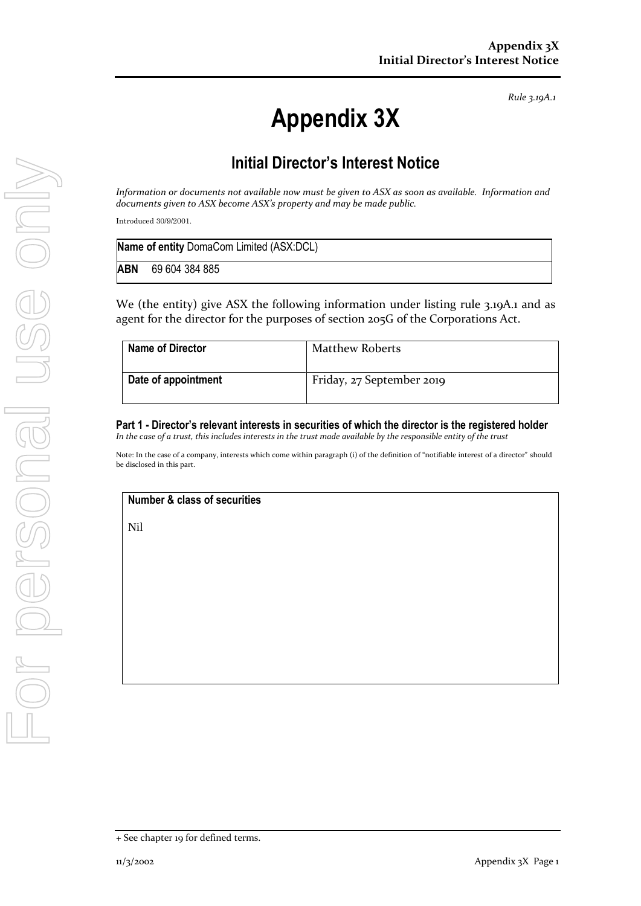*Rule 3.19A.1*

# Appendix 3X

## Initial Director's Interest Notice

*Information or documents not available now must be given to ASX as soon as available. Information and documents given to ASX become ASX's property and may be made public.*

Introduced 30/9/2001.

| **Name of entity** DomaCom Limited (ASX:DCL) |
|---|
| **ABN** 69 604 384 885 |

We (the entity) give ASX the following information under listing rule 3.19A.1 and as agent for the director for the purposes of section 205G of the Corporations Act.

| **Name of Director** | Matthew Roberts |
|---|---|
| **Date of appointment** | Friday, 27 September 2019 |

### Part 1 - Director's relevant interests in securities of which the director is the registered holder

*In the case of a trust, this includes interests in the trust made available by the responsible entity of the trust*

Note: In the case of a company, interests which come within paragraph (i) of the definition of "notifiable interest of a director" should be disclosed in this part.

| **Number & class of securities** |
|---|
| Nil |

+ See chapter 19 for defined terms.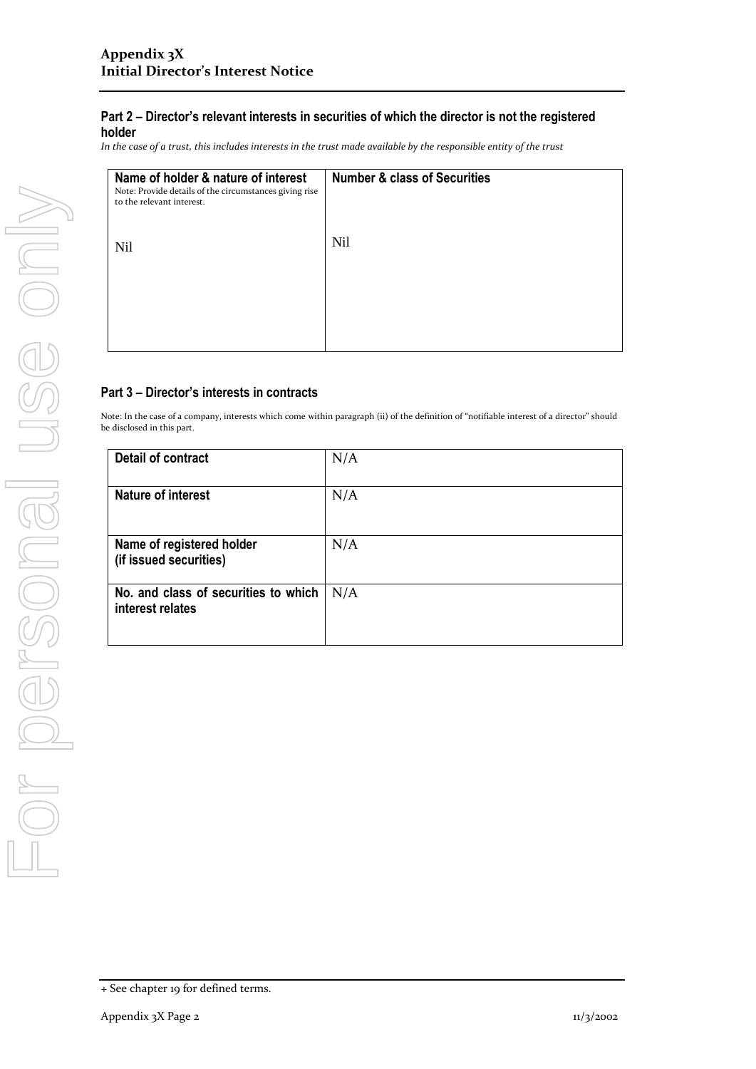## Part 2 – Director's relevant interests in securities of which the director is not the registered holder

*In the case of a trust, this includes interests in the trust made available by the responsible entity of the trust*

| Name of holder & nature of interest<br>Note: Provide details of the circumstances giving rise to the relevant interest. | Number & class of Securities |
|---|---|
| Nil | Nil |

## Part 3 – Director's interests in contracts

Note: In the case of a company, interests which come within paragraph (ii) of the definition of "notifiable interest of a director" should be disclosed in this part.

| | |
|---|---|
| **Detail of contract** | N/A |
| **Nature of interest** | N/A |
| **Name of registered holder (if issued securities)** | N/A |
| **No. and class of securities to which interest relates** | N/A |

+ See chapter 19 for defined terms.